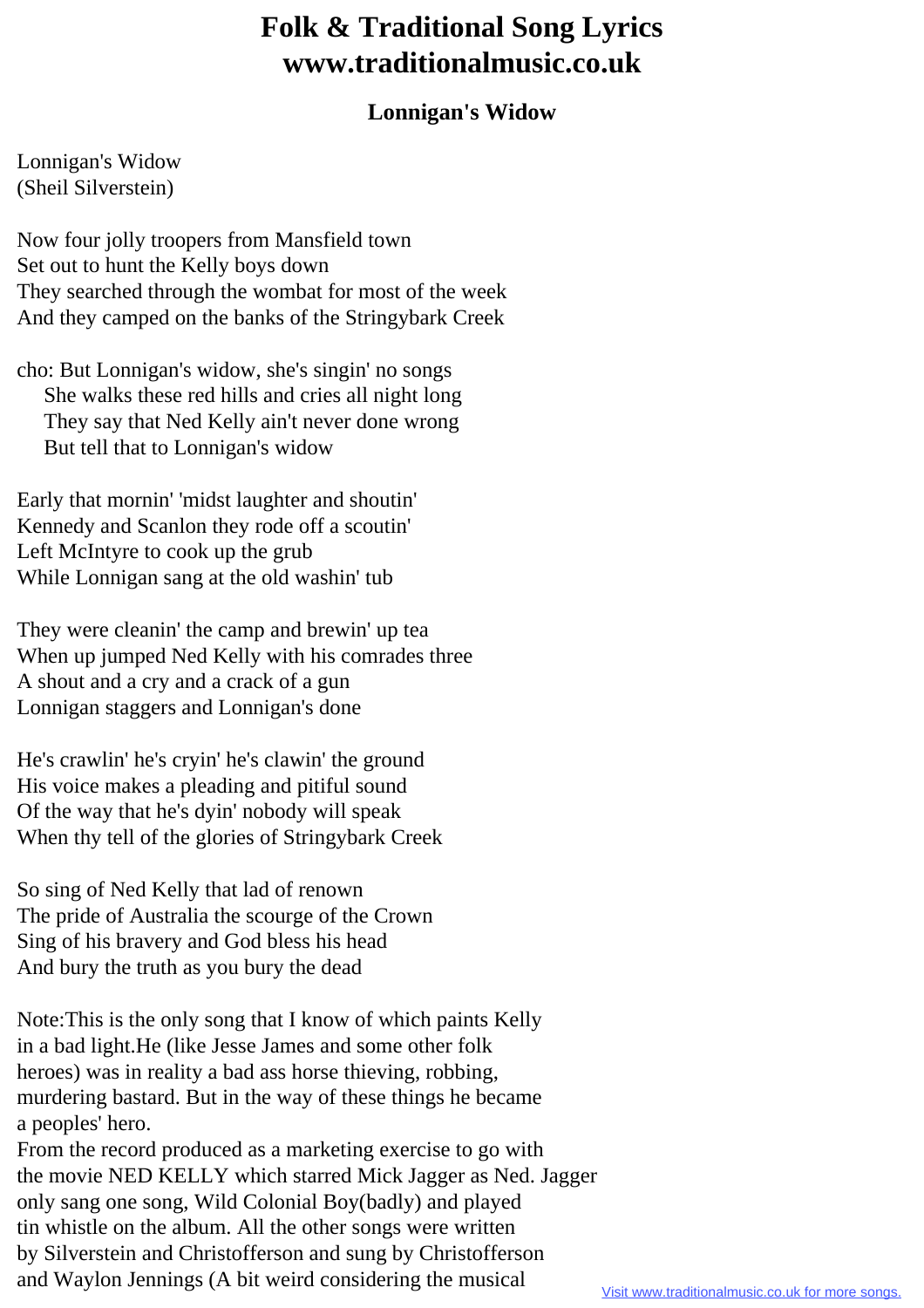# Folk & Traditional Song Lyrics www.traditionalmusic.co.uk

## Lonnigan's Widow

Lonnigan's Widow
(Sheil Silverstein)

Now four jolly troopers from Mansfield town
Set out to hunt the Kelly boys down
They searched through the wombat for most of the week
And they camped on the banks of the Stringybark Creek

cho: But Lonnigan's widow, she's singin' no songs
She walks these red hills and cries all night long
They say that Ned Kelly ain't never done wrong
But tell that to Lonnigan's widow

Early that mornin' 'midst laughter and shoutin'
Kennedy and Scanlon they rode off a scoutin'
Left McIntyre to cook up the grub
While Lonnigan sang at the old washin' tub

They were cleanin' the camp and brewin' up tea
When up jumped Ned Kelly with his comrades three
A shout and a cry and a crack of a gun
Lonnigan staggers and Lonnigan's done

He's crawlin' he's cryin' he's clawin' the ground
His voice makes a pleading and pitiful sound
Of the way that he's dyin' nobody will speak
When thy tell of the glories of Stringybark Creek

So sing of Ned Kelly that lad of renown
The pride of Australia the scourge of the Crown
Sing of his bravery and God bless his head
And bury the truth as you bury the dead

Note:This is the only song that I know of which paints Kelly in a bad light.He (like Jesse James and some other folk heroes) was in reality a bad ass horse thieving, robbing, murdering bastard. But in the way of these things he became a peoples' hero.
From the record produced as a marketing exercise to go with the movie NED KELLY which starred Mick Jagger as Ned. Jagger only sang one song, Wild Colonial Boy(badly) and played tin whistle on the album. All the other songs were written by Silverstein and Christofferson and sung by Christofferson and Waylon Jennings (A bit weird considering the musical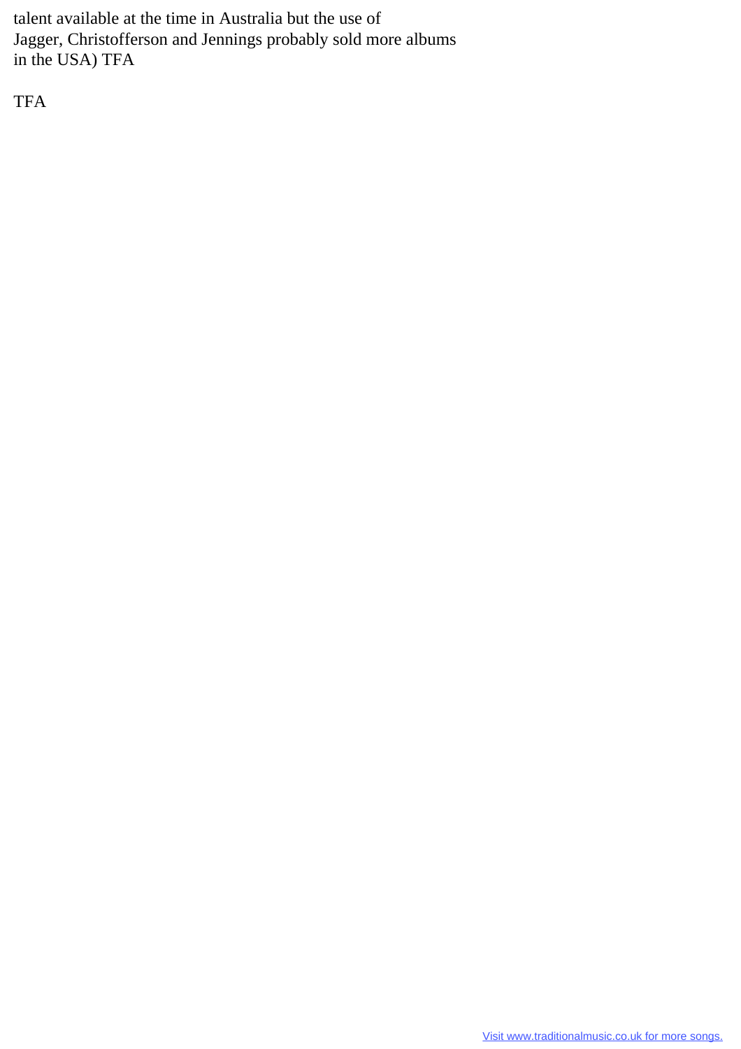talent available at the time in Australia but the use of Jagger, Christofferson and Jennings probably sold more albums in the USA) TFA

TFA